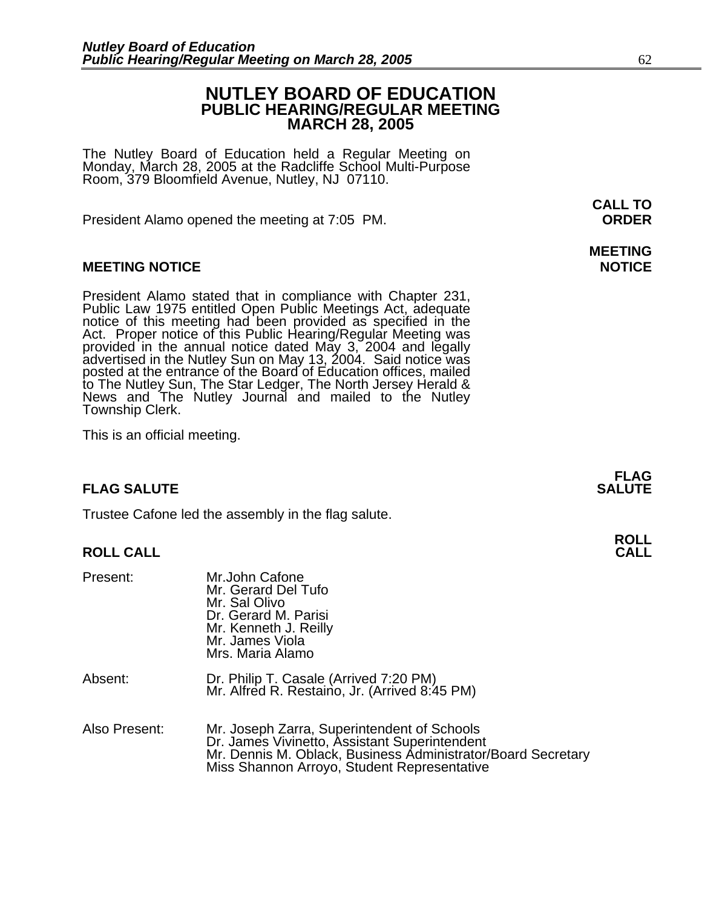# NUTLEY BOARD OF EDUCATION
## PUBLIC HEARING/REGULAR MEETING
## MARCH 28, 2005

The Nutley Board of Education held a Regular Meeting on Monday, March 28, 2005 at the Radcliffe School Multi-Purpose Room, 379 Bloomfield Avenue, Nutley, NJ 07110.

**CALL TO ORDER**

President Alamo opened the meeting at 7:05 PM.

### MEETING NOTICE

President Alamo stated that in compliance with Chapter 231, Public Law 1975 entitled Open Public Meetings Act, adequate notice of this meeting had been provided as specified in the Act. Proper notice of this Public Hearing/Regular Meeting was provided in the annual notice dated May 3, 2004 and legally advertised in the Nutley Sun on May 13, 2004. Said notice was posted at the entrance of the Board of Education offices, mailed to The Nutley Sun, The Star Ledger, The North Jersey Herald & News and The Nutley Journal and mailed to the Nutley Township Clerk.

This is an official meeting.

### FLAG SALUTE

Trustee Cafone led the assembly in the flag salute.

### ROLL CALL

Present:
- Mr.John Cafone
- Mr. Gerard Del Tufo
- Mr. Sal Olivo
- Dr. Gerard M. Parisi
- Mr. Kenneth J. Reilly
- Mr. James Viola
- Mrs. Maria Alamo

Absent:
- Dr. Philip T. Casale (Arrived 7:20 PM)
- Mr. Alfred R. Restaino, Jr. (Arrived 8:45 PM)

Also Present:
- Mr. Joseph Zarra, Superintendent of Schools
- Dr. James Vivinetto, Assistant Superintendent
- Mr. Dennis M. Oblack, Business Administrator/Board Secretary
- Miss Shannon Arroyo, Student Representative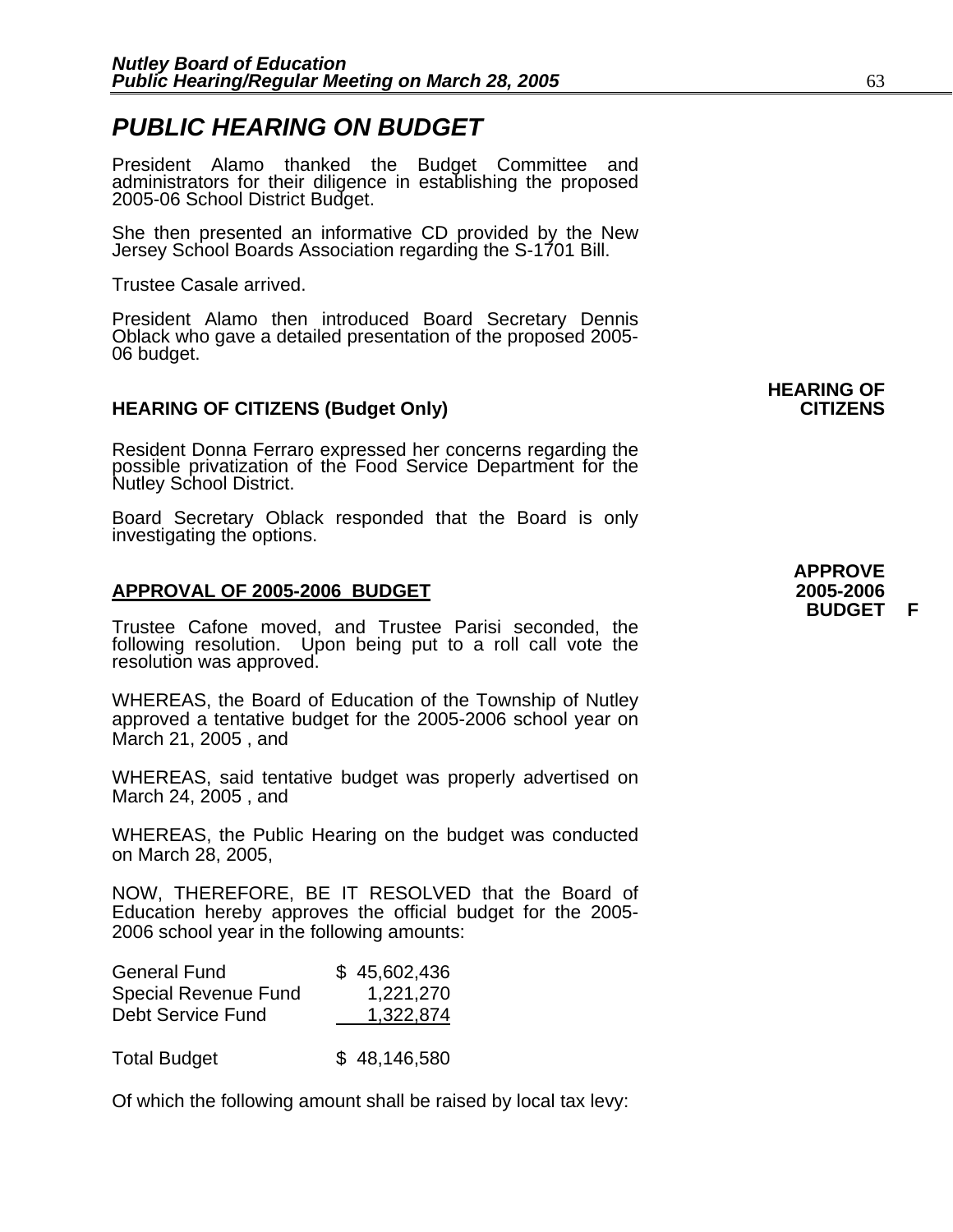# PUBLIC HEARING ON BUDGET

President Alamo thanked the Budget Committee and administrators for their diligence in establishing the proposed 2005-06 School District Budget.

She then presented an informative CD provided by the New Jersey School Boards Association regarding the S-1701 Bill.

Trustee Casale arrived.

President Alamo then introduced Board Secretary Dennis Oblack who gave a detailed presentation of the proposed 2005-06 budget.

**HEARING OF CITIZENS**

### HEARING OF CITIZENS (Budget Only)

Resident Donna Ferraro expressed her concerns regarding the possible privatization of the Food Service Department for the Nutley School District.

Board Secretary Oblack responded that the Board is only investigating the options.

**APPROVE 2005-2006 BUDGET F**

### APPROVAL OF 2005-2006 BUDGET

Trustee Cafone moved, and Trustee Parisi seconded, the following resolution. Upon being put to a roll call vote the resolution was approved.

WHEREAS, the Board of Education of the Township of Nutley approved a tentative budget for the 2005-2006 school year on March 21, 2005 , and

WHEREAS, said tentative budget was properly advertised on March 24, 2005 , and

WHEREAS, the Public Hearing on the budget was conducted on March 28, 2005,

NOW, THEREFORE, BE IT RESOLVED that the Board of Education hereby approves the official budget for the 2005-2006 school year in the following amounts:

| | |
|---|---|
| General Fund | $ 45,602,436 |
| Special Revenue Fund | 1,221,270 |
| Debt Service Fund | 1,322,874 |
| Total Budget | $ 48,146,580 |

Of which the following amount shall be raised by local tax levy: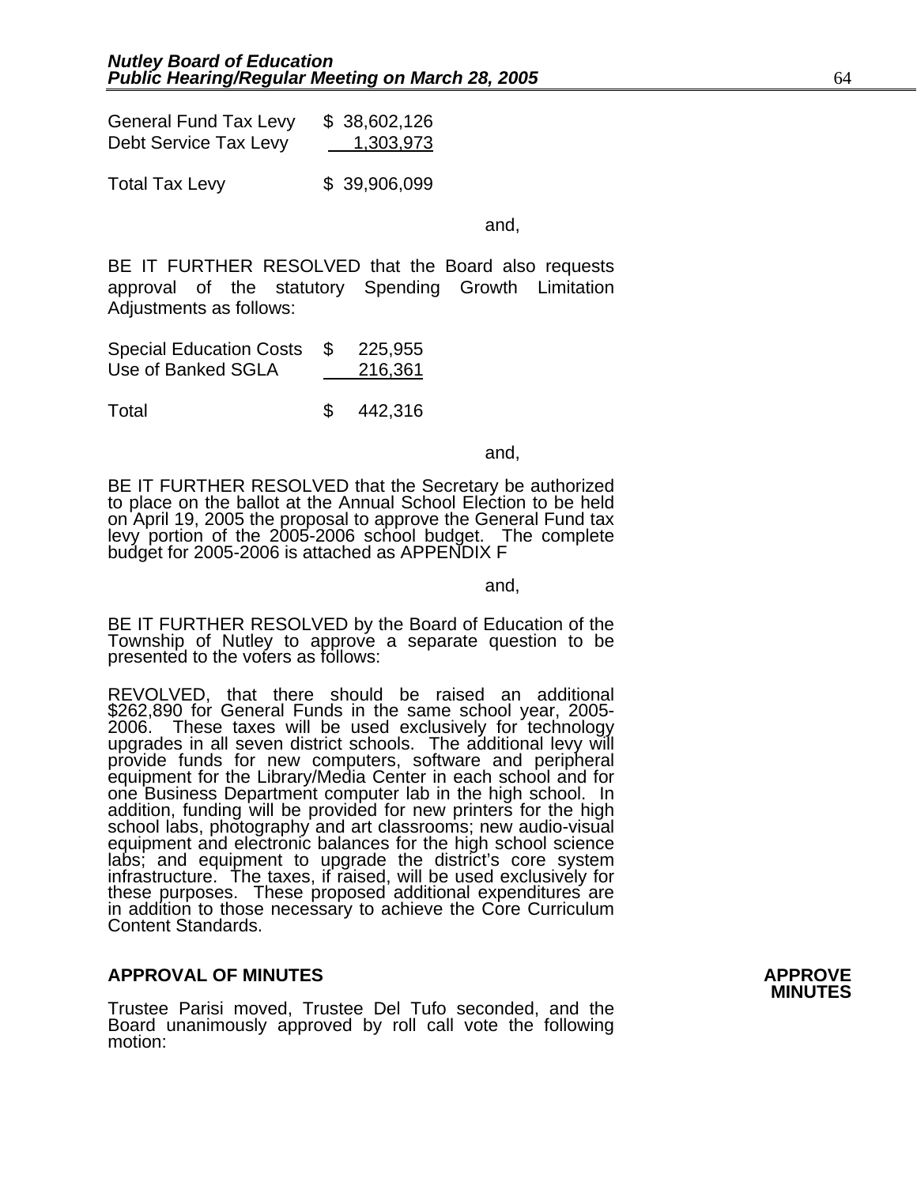| | |
|---|---|
| General Fund Tax Levy | $ 38,602,126 |
| Debt Service Tax Levy | 1,303,973 |
| Total Tax Levy | $ 39,906,099 |

and,

BE IT FURTHER RESOLVED that the Board also requests approval of the statutory Spending Growth Limitation Adjustments as follows:

| | |
|---|---|
| Special Education Costs | $ 225,955 |
| Use of Banked SGLA | 216,361 |
| Total | $ 442,316 |

and,

BE IT FURTHER RESOLVED that the Secretary be authorized to place on the ballot at the Annual School Election to be held on April 19, 2005 the proposal to approve the General Fund tax levy portion of the 2005-2006 school budget. The complete budget for 2005-2006 is attached as APPENDIX F

and,

BE IT FURTHER RESOLVED by the Board of Education of the Township of Nutley to approve a separate question to be presented to the voters as follows:

REVOLVED, that there should be raised an additional $262,890 for General Funds in the same school year, 2005-2006. These taxes will be used exclusively for technology upgrades in all seven district schools. The additional levy will provide funds for new computers, software and peripheral equipment for the Library/Media Center in each school and for one Business Department computer lab in the high school. In addition, funding will be provided for new printers for the high school labs, photography and art classrooms; new audio-visual equipment and electronic balances for the high school science labs; and equipment to upgrade the district's core system infrastructure. The taxes, if raised, will be used exclusively for these purposes. These proposed additional expenditures are in addition to those necessary to achieve the Core Curriculum Content Standards.

## APPROVAL OF MINUTES

**APPROVE MINUTES**

Trustee Parisi moved, Trustee Del Tufo seconded, and the Board unanimously approved by roll call vote the following motion: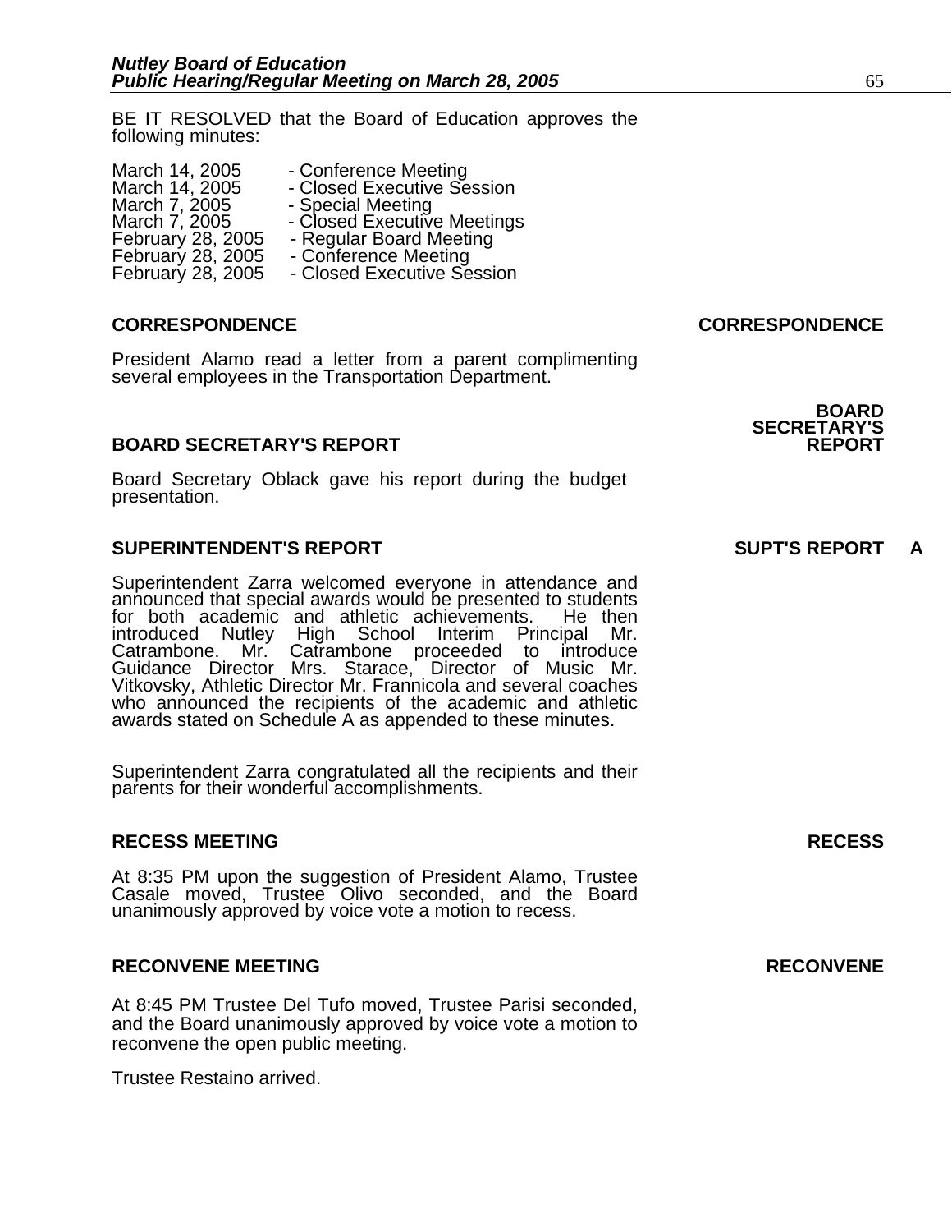BE IT RESOLVED that the Board of Education approves the following minutes:

March 14, 2005 - Conference Meeting
March 14, 2005 - Closed Executive Session
March 7, 2005 - Special Meeting
March 7, 2005 - Closed Executive Meetings
February 28, 2005 - Regular Board Meeting
February 28, 2005 - Conference Meeting
February 28, 2005 - Closed Executive Session

**CORRESPONDENCE** **CORRESPONDENCE**

President Alamo read a letter from a parent complimenting several employees in the Transportation Department.

**BOARD SECRETARY'S REPORT** **BOARD SECRETARY'S REPORT**

Board Secretary Oblack gave his report during the budget presentation.

**SUPERINTENDENT'S REPORT** **SUPT'S REPORT A**

Superintendent Zarra welcomed everyone in attendance and announced that special awards would be presented to students for both academic and athletic achievements. He then introduced Nutley High School Interim Principal Mr. Catrambone. Mr. Catrambone proceeded to introduce Guidance Director Mrs. Starace, Director of Music Mr. Vitkovsky, Athletic Director Mr. Frannicola and several coaches who announced the recipients of the academic and athletic awards stated on Schedule A as appended to these minutes.

Superintendent Zarra congratulated all the recipients and their parents for their wonderful accomplishments.

**RECESS MEETING** **RECESS**

At 8:35 PM upon the suggestion of President Alamo, Trustee Casale moved, Trustee Olivo seconded, and the Board unanimously approved by voice vote a motion to recess.

**RECONVENE MEETING** **RECONVENE**

At 8:45 PM Trustee Del Tufo moved, Trustee Parisi seconded, and the Board unanimously approved by voice vote a motion to reconvene the open public meeting.

Trustee Restaino arrived.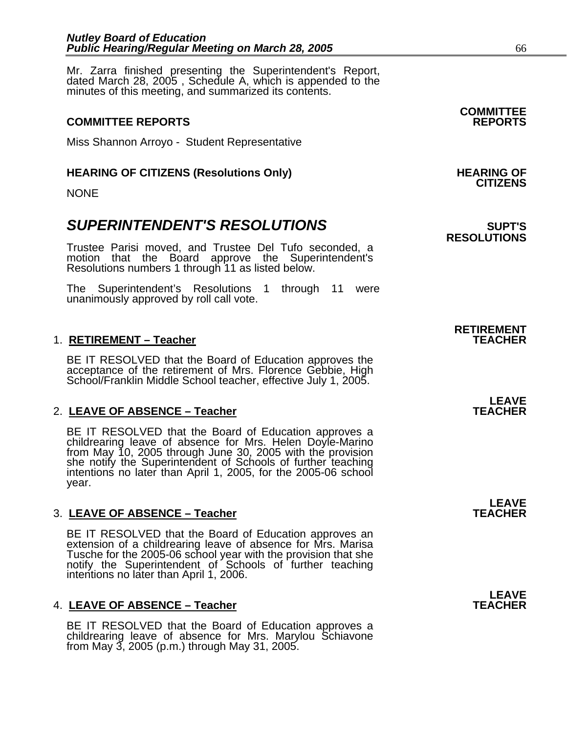Mr. Zarra finished presenting the Superintendent's Report, dated March 28, 2005 , Schedule A, which is appended to the minutes of this meeting, and summarized its contents.

**COMMITTEE REPORTS**

Miss Shannon Arroyo - Student Representative

**HEARING OF CITIZENS (Resolutions Only)**

NONE

## *SUPERINTENDENT'S RESOLUTIONS*

Trustee Parisi moved, and Trustee Del Tufo seconded, a motion that the Board approve the Superintendent's Resolutions numbers 1 through 11 as listed below.

The Superintendent's Resolutions 1 through 11 were unanimously approved by roll call vote.

1. **RETIREMENT – Teacher**

   BE IT RESOLVED that the Board of Education approves the acceptance of the retirement of Mrs. Florence Gebbie, High School/Franklin Middle School teacher, effective July 1, 2005.

2. **LEAVE OF ABSENCE – Teacher**

   BE IT RESOLVED that the Board of Education approves a childrearing leave of absence for Mrs. Helen Doyle-Marino from May 10, 2005 through June 30, 2005 with the provision she notify the Superintendent of Schools of further teaching intentions no later than April 1, 2005, for the 2005-06 school year.

3. **LEAVE OF ABSENCE – Teacher**

   BE IT RESOLVED that the Board of Education approves an extension of a childrearing leave of absence for Mrs. Marisa Tusche for the 2005-06 school year with the provision that she notify the Superintendent of Schools of further teaching intentions no later than April 1, 2006.

4. **LEAVE OF ABSENCE – Teacher**

   BE IT RESOLVED that the Board of Education approves a childrearing leave of absence for Mrs. Marylou Schiavone from May 3, 2005 (p.m.) through May 31, 2005.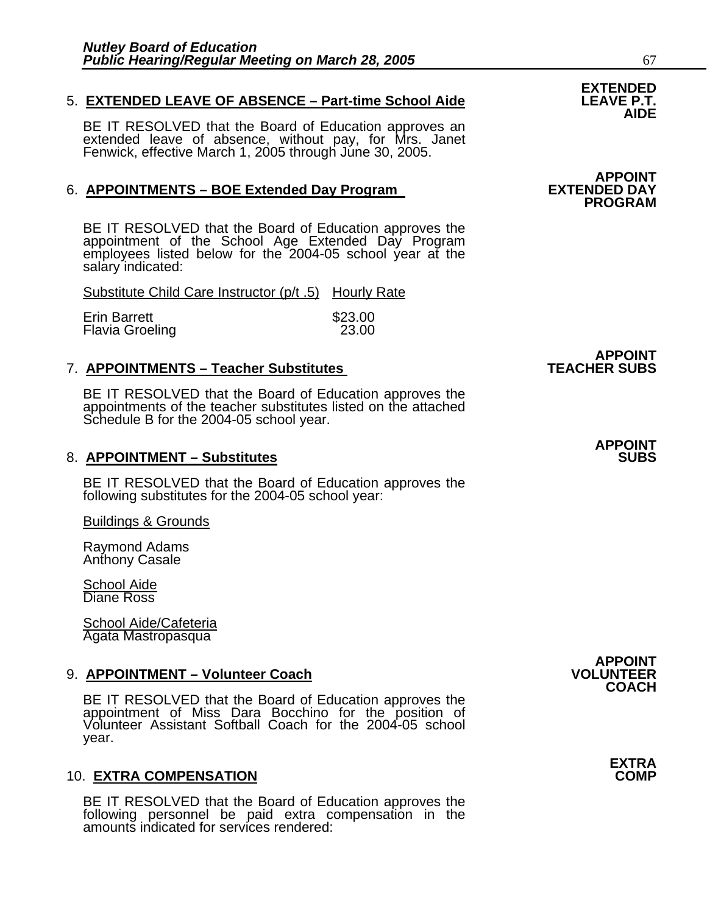5. **EXTENDED LEAVE OF ABSENCE – Part-time School Aide** **EXTENDED LEAVE P.T. AIDE**

BE IT RESOLVED that the Board of Education approves an extended leave of absence, without pay, for Mrs. Janet Fenwick, effective March 1, 2005 through June 30, 2005.

6. **APPOINTMENTS – BOE Extended Day Program** **APPOINT EXTENDED DAY PROGRAM**

BE IT RESOLVED that the Board of Education approves the appointment of the School Age Extended Day Program employees listed below for the 2004-05 school year at the salary indicated:

| Substitute Child Care Instructor (p/t .5) | Hourly Rate |
|---|---|
| Erin Barrett | $23.00 |
| Flavia Groeling | 23.00 |

7. **APPOINTMENTS – Teacher Substitutes** **APPOINT TEACHER SUBS**

BE IT RESOLVED that the Board of Education approves the appointments of the teacher substitutes listed on the attached Schedule B for the 2004-05 school year.

8. **APPOINTMENT – Substitutes** **APPOINT SUBS**

BE IT RESOLVED that the Board of Education approves the following substitutes for the 2004-05 school year:

Buildings & Grounds

Raymond Adams
Anthony Casale

School Aide
Diane Ross

School Aide/Cafeteria
Agata Mastropasqua

9. **APPOINTMENT – Volunteer Coach** **APPOINT VOLUNTEER COACH**

BE IT RESOLVED that the Board of Education approves the appointment of Miss Dara Bocchino for the position of Volunteer Assistant Softball Coach for the 2004-05 school year.

10. **EXTRA COMPENSATION** **EXTRA COMP**

BE IT RESOLVED that the Board of Education approves the following personnel be paid extra compensation in the amounts indicated for services rendered: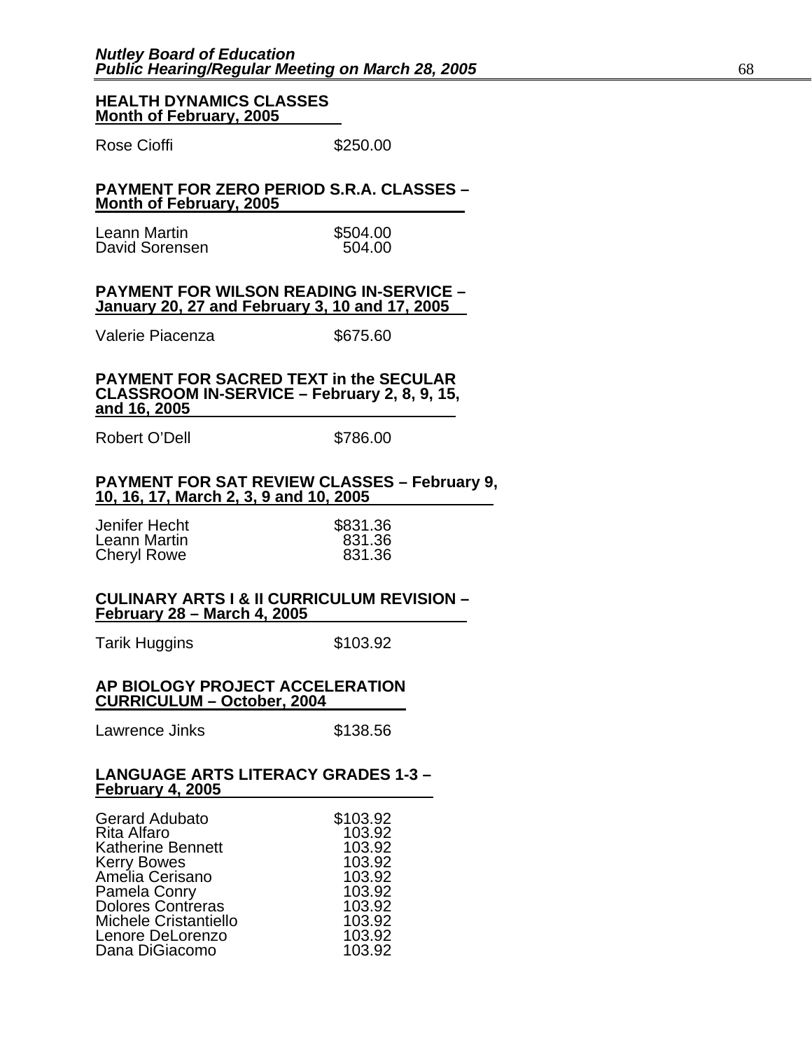**HEALTH DYNAMICS CLASSES**
**Month of February, 2005**

| | |
|---|---|
| Rose Cioffi | $250.00 |

**PAYMENT FOR ZERO PERIOD S.R.A. CLASSES – Month of February, 2005**

| | |
|---|---|
| Leann Martin | $504.00 |
| David Sorensen | 504.00 |

**PAYMENT FOR WILSON READING IN-SERVICE – January 20, 27 and February 3, 10 and 17, 2005**

| | |
|---|---|
| Valerie Piacenza | $675.60 |

**PAYMENT FOR SACRED TEXT in the SECULAR CLASSROOM IN-SERVICE – February 2, 8, 9, 15, and 16, 2005**

| | |
|---|---|
| Robert O'Dell | $786.00 |

**PAYMENT FOR SAT REVIEW CLASSES – February 9, 10, 16, 17, March 2, 3, 9 and 10, 2005**

| | |
|---|---|
| Jenifer Hecht | $831.36 |
| Leann Martin | 831.36 |
| Cheryl Rowe | 831.36 |

**CULINARY ARTS I & II CURRICULUM REVISION – February 28 – March 4, 2005**

| | |
|---|---|
| Tarik Huggins | $103.92 |

**AP BIOLOGY PROJECT ACCELERATION CURRICULUM – October, 2004**

| | |
|---|---|
| Lawrence Jinks | $138.56 |

**LANGUAGE ARTS LITERACY GRADES 1-3 – February 4, 2005**

| | |
|---|---|
| Gerard Adubato | $103.92 |
| Rita Alfaro | 103.92 |
| Katherine Bennett | 103.92 |
| Kerry Bowes | 103.92 |
| Amelia Cerisano | 103.92 |
| Pamela Conry | 103.92 |
| Dolores Contreras | 103.92 |
| Michele Cristantiello | 103.92 |
| Lenore DeLorenzo | 103.92 |
| Dana DiGiacomo | 103.92 |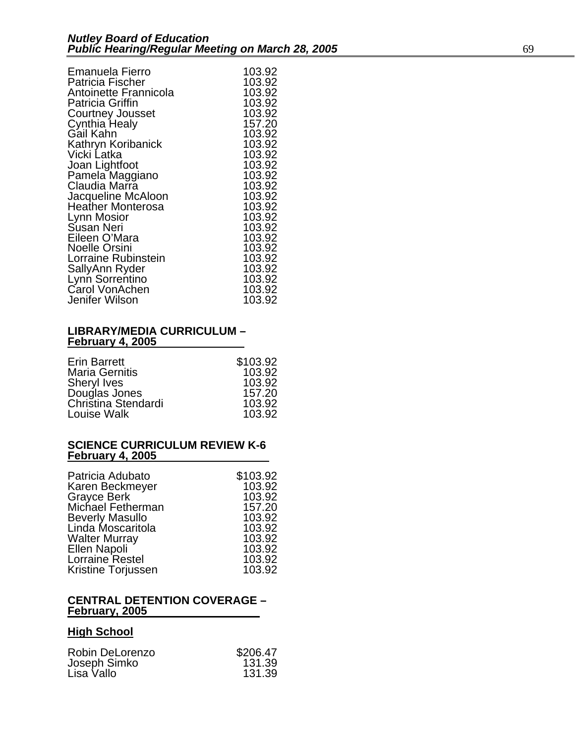| | |
|---|---|
| Emanuela Fierro | 103.92 |
| Patricia Fischer | 103.92 |
| Antoinette Frannicola | 103.92 |
| Patricia Griffin | 103.92 |
| Courtney Jousset | 103.92 |
| Cynthia Healy | 157.20 |
| Gail Kahn | 103.92 |
| Kathryn Koribanick | 103.92 |
| Vicki Latka | 103.92 |
| Joan Lightfoot | 103.92 |
| Pamela Maggiano | 103.92 |
| Claudia Marra | 103.92 |
| Jacqueline McAloon | 103.92 |
| Heather Monterosa | 103.92 |
| Lynn Mosior | 103.92 |
| Susan Neri | 103.92 |
| Eileen O'Mara | 103.92 |
| Noelle Orsini | 103.92 |
| Lorraine Rubinstein | 103.92 |
| SallyAnn Ryder | 103.92 |
| Lynn Sorrentino | 103.92 |
| Carol VonAchen | 103.92 |
| Jenifer Wilson | 103.92 |

**LIBRARY/MEDIA CURRICULUM – February 4, 2005**

| | |
|---|---|
| Erin Barrett | $103.92 |
| Maria Gernitis | 103.92 |
| Sheryl Ives | 103.92 |
| Douglas Jones | 157.20 |
| Christina Stendardi | 103.92 |
| Louise Walk | 103.92 |

**SCIENCE CURRICULUM REVIEW K-6 February 4, 2005**

| | |
|---|---|
| Patricia Adubato | $103.92 |
| Karen Beckmeyer | 103.92 |
| Grayce Berk | 103.92 |
| Michael Fetherman | 157.20 |
| Beverly Masullo | 103.92 |
| Linda Moscaritola | 103.92 |
| Walter Murray | 103.92 |
| Ellen Napoli | 103.92 |
| Lorraine Restel | 103.92 |
| Kristine Torjussen | 103.92 |

**CENTRAL DETENTION COVERAGE – February, 2005**

**High School**

| | |
|---|---|
| Robin DeLorenzo | $206.47 |
| Joseph Simko | 131.39 |
| Lisa Vallo | 131.39 |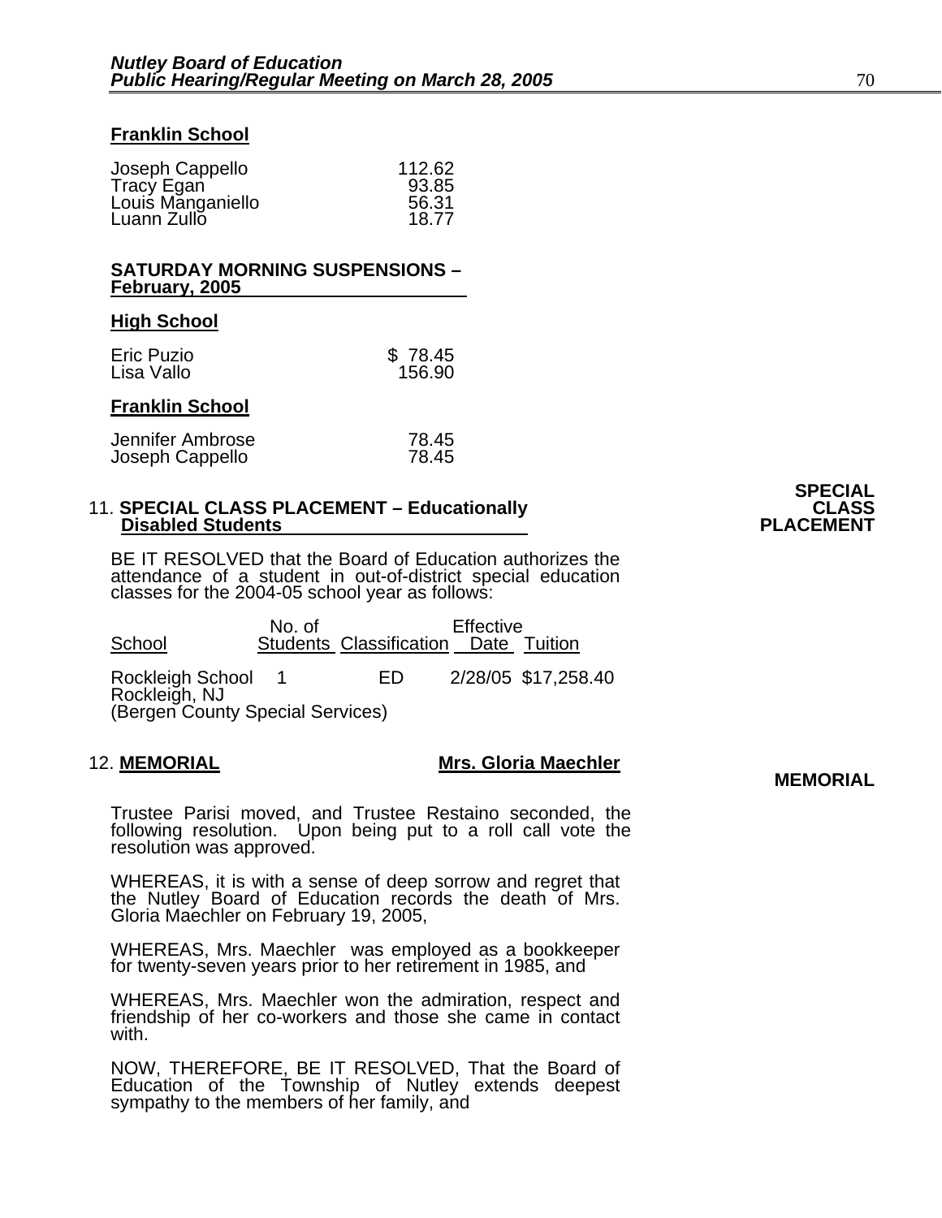**Franklin School**

| | |
|---|---|
| Joseph Cappello | 112.62 |
| Tracy Egan | 93.85 |
| Louis Manganiello | 56.31 |
| Luann Zullo | 18.77 |

**SATURDAY MORNING SUSPENSIONS – February, 2005**

**High School**

| | |
|---|---|
| Eric Puzio | $ 78.45 |
| Lisa Vallo | 156.90 |

**Franklin School**

| | |
|---|---|
| Jennifer Ambrose | 78.45 |
| Joseph Cappello | 78.45 |

**SPECIAL CLASS PLACEMENT**

11. **SPECIAL CLASS PLACEMENT – Educationally Disabled Students**

BE IT RESOLVED that the Board of Education authorizes the attendance of a student in out-of-district special education classes for the 2004-05 school year as follows:

| School | No. of Students | Classification | Effective Date | Tuition |
|---|---|---|---|---|
| Rockleigh School<br>Rockleigh, NJ<br>(Bergen County Special Services) | 1 | ED | 2/28/05 | $17,258.40 |

**MEMORIAL**

12. **MEMORIAL** **Mrs. Gloria Maechler**

Trustee Parisi moved, and Trustee Restaino seconded, the following resolution. Upon being put to a roll call vote the resolution was approved.

WHEREAS, it is with a sense of deep sorrow and regret that the Nutley Board of Education records the death of Mrs. Gloria Maechler on February 19, 2005,

WHEREAS, Mrs. Maechler was employed as a bookkeeper for twenty-seven years prior to her retirement in 1985, and

WHEREAS, Mrs. Maechler won the admiration, respect and friendship of her co-workers and those she came in contact with.

NOW, THEREFORE, BE IT RESOLVED, That the Board of Education of the Township of Nutley extends deepest sympathy to the members of her family, and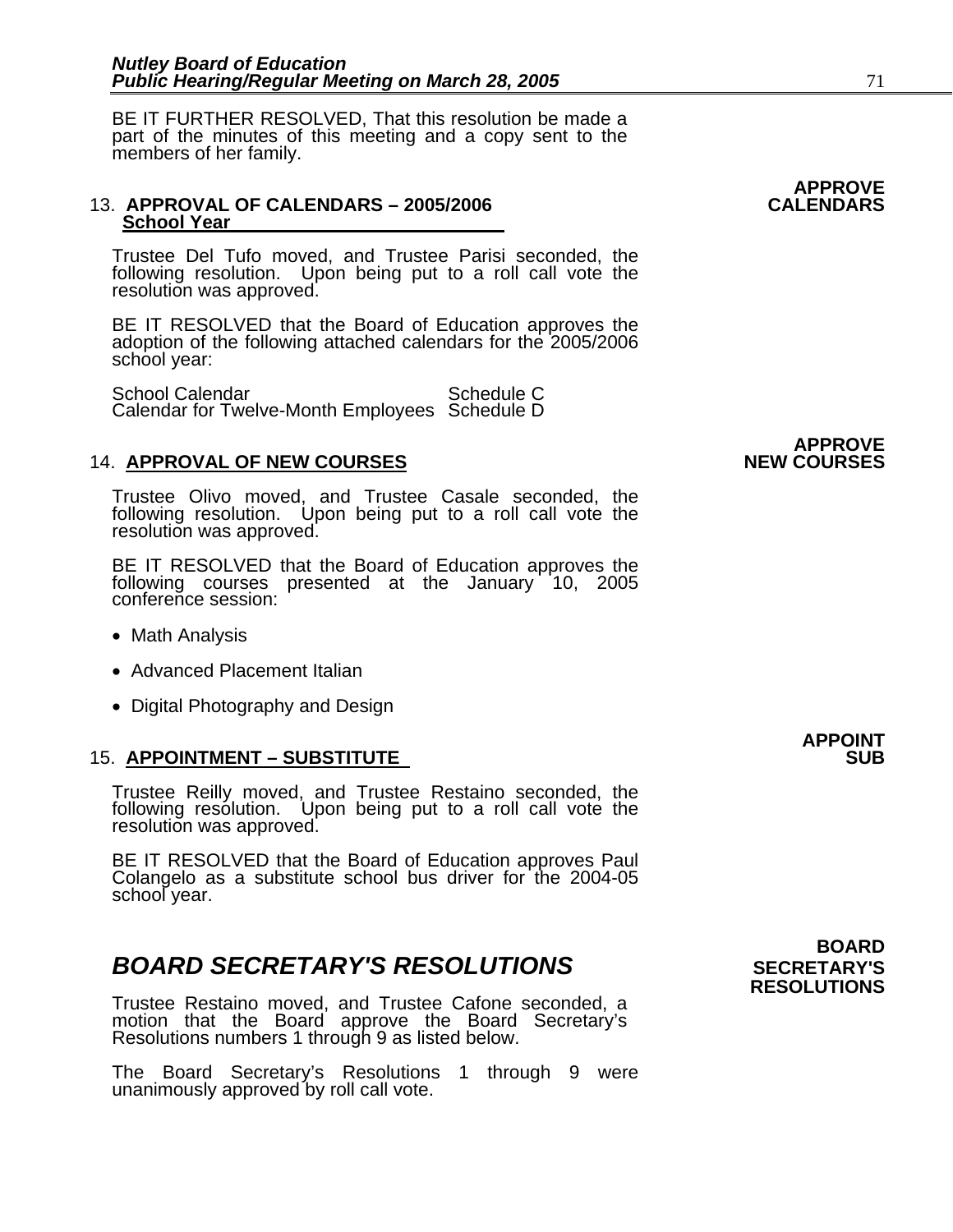BE IT FURTHER RESOLVED, That this resolution be made a part of the minutes of this meeting and a copy sent to the members of her family.

**APPROVE CALENDARS**

13. **APPROVAL OF CALENDARS – 2005/2006 School Year**

Trustee Del Tufo moved, and Trustee Parisi seconded, the following resolution. Upon being put to a roll call vote the resolution was approved.

BE IT RESOLVED that the Board of Education approves the adoption of the following attached calendars for the 2005/2006 school year:

| | |
|---|---|
| School Calendar | Schedule C |
| Calendar for Twelve-Month Employees | Schedule D |

**APPROVE NEW COURSES**

14. **APPROVAL OF NEW COURSES**

Trustee Olivo moved, and Trustee Casale seconded, the following resolution. Upon being put to a roll call vote the resolution was approved.

BE IT RESOLVED that the Board of Education approves the following courses presented at the January 10, 2005 conference session:

- Math Analysis
- Advanced Placement Italian
- Digital Photography and Design

**APPOINT SUB**

15. **APPOINTMENT – SUBSTITUTE**

Trustee Reilly moved, and Trustee Restaino seconded, the following resolution. Upon being put to a roll call vote the resolution was approved.

BE IT RESOLVED that the Board of Education approves Paul Colangelo as a substitute school bus driver for the 2004-05 school year.

## *BOARD SECRETARY'S RESOLUTIONS*

**BOARD SECRETARY'S RESOLUTIONS**

Trustee Restaino moved, and Trustee Cafone seconded, a motion that the Board approve the Board Secretary's Resolutions numbers 1 through 9 as listed below.

The Board Secretary's Resolutions 1 through 9 were unanimously approved by roll call vote.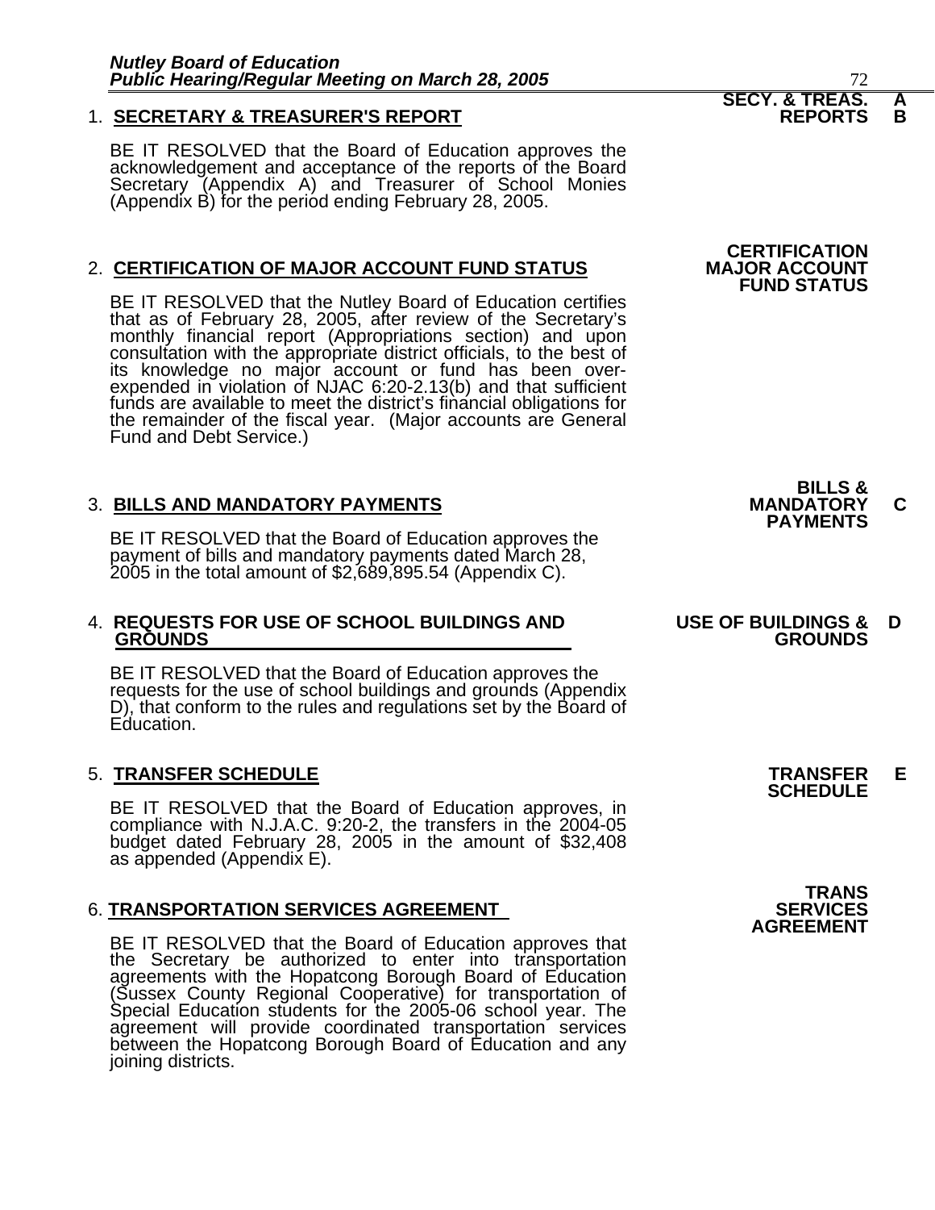1. **SECRETARY & TREASURER'S REPORT** — **SECY. & TREAS. REPORTS** — **A B**

BE IT RESOLVED that the Board of Education approves the acknowledgement and acceptance of the reports of the Board Secretary (Appendix A) and Treasurer of School Monies (Appendix B) for the period ending February 28, 2005.

2. **CERTIFICATION OF MAJOR ACCOUNT FUND STATUS** — **CERTIFICATION MAJOR ACCOUNT FUND STATUS**

BE IT RESOLVED that the Nutley Board of Education certifies that as of February 28, 2005, after review of the Secretary's monthly financial report (Appropriations section) and upon consultation with the appropriate district officials, to the best of its knowledge no major account or fund has been over-expended in violation of NJAC 6:20-2.13(b) and that sufficient funds are available to meet the district's financial obligations for the remainder of the fiscal year. (Major accounts are General Fund and Debt Service.)

3. **BILLS AND MANDATORY PAYMENTS** — **BILLS & MANDATORY PAYMENTS** — **C**

BE IT RESOLVED that the Board of Education approves the payment of bills and mandatory payments dated March 28, 2005 in the total amount of $2,689,895.54 (Appendix C).

4. **REQUESTS FOR USE OF SCHOOL BUILDINGS AND GROUNDS** — **USE OF BUILDINGS & GROUNDS** — **D**

BE IT RESOLVED that the Board of Education approves the requests for the use of school buildings and grounds (Appendix D), that conform to the rules and regulations set by the Board of Education.

5. **TRANSFER SCHEDULE** — **TRANSFER SCHEDULE** — **E**

BE IT RESOLVED that the Board of Education approves, in compliance with N.J.A.C. 9:20-2, the transfers in the 2004-05 budget dated February 28, 2005 in the amount of $32,408 as appended (Appendix E).

6. **TRANSPORTATION SERVICES AGREEMENT** — **TRANS SERVICES AGREEMENT**

BE IT RESOLVED that the Board of Education approves that the Secretary be authorized to enter into transportation agreements with the Hopatcong Borough Board of Education (Sussex County Regional Cooperative) for transportation of Special Education students for the 2005-06 school year. The agreement will provide coordinated transportation services between the Hopatcong Borough Board of Education and any joining districts.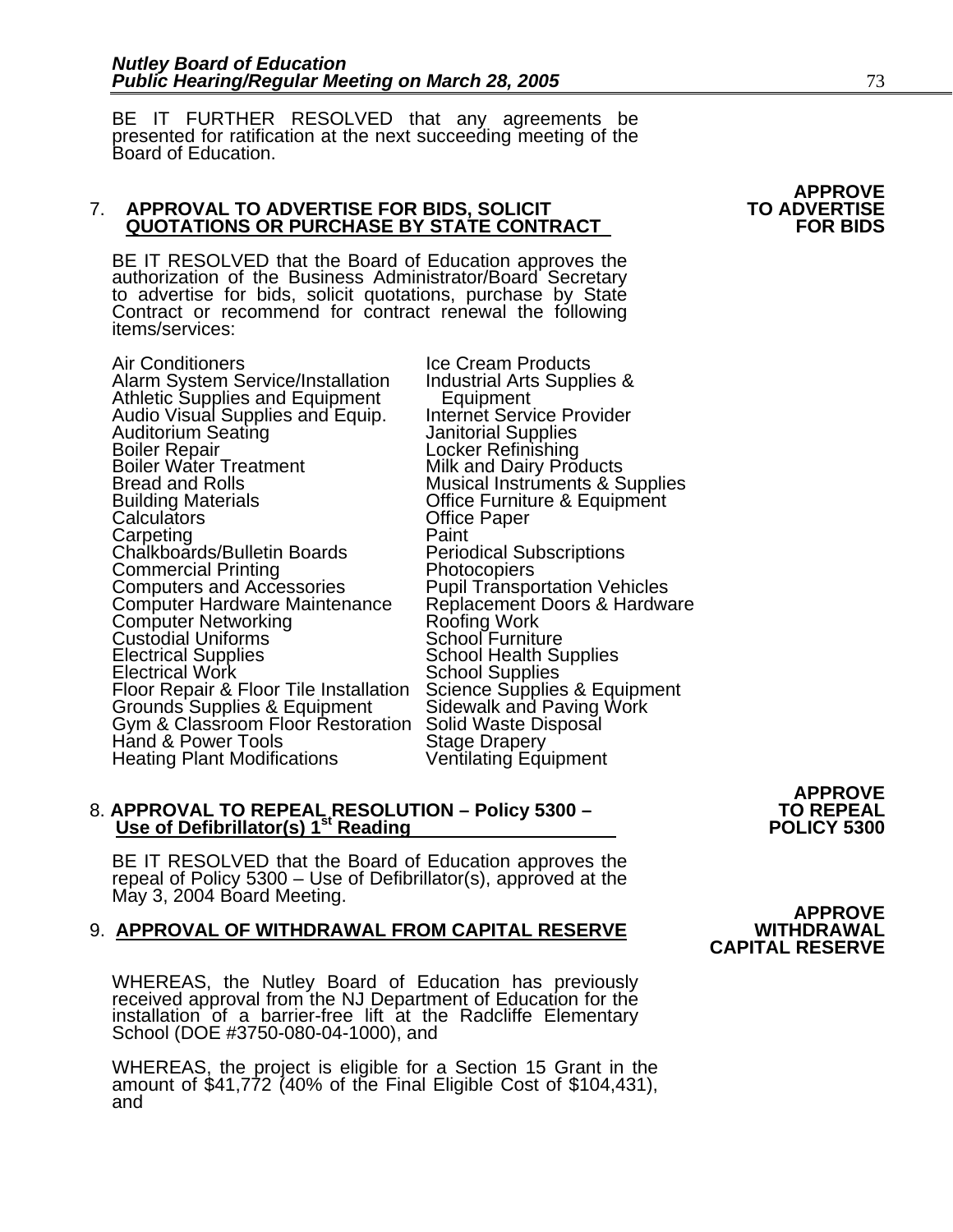BE IT FURTHER RESOLVED that any agreements be presented for ratification at the next succeeding meeting of the Board of Education.

**APPROVE TO ADVERTISE FOR BIDS**

7. **APPROVAL TO ADVERTISE FOR BIDS, SOLICIT QUOTATIONS OR PURCHASE BY STATE CONTRACT**

BE IT RESOLVED that the Board of Education approves the authorization of the Business Administrator/Board Secretary to advertise for bids, solicit quotations, purchase by State Contract or recommend for contract renewal the following items/services:

| | |
|---|---|
| Air Conditioners | Ice Cream Products |
| Alarm System Service/Installation | Industrial Arts Supplies & Equipment |
| Athletic Supplies and Equipment | Internet Service Provider |
| Audio Visual Supplies and Equip. | Janitorial Supplies |
| Auditorium Seating | Locker Refinishing |
| Boiler Repair | Milk and Dairy Products |
| Boiler Water Treatment | Musical Instruments & Supplies |
| Bread and Rolls | Office Furniture & Equipment |
| Building Materials | Office Paper |
| Calculators | Paint |
| Carpeting | Periodical Subscriptions |
| Chalkboards/Bulletin Boards | Photocopiers |
| Commercial Printing | Pupil Transportation Vehicles |
| Computers and Accessories | Replacement Doors & Hardware |
| Computer Hardware Maintenance | Roofing Work |
| Computer Networking | School Furniture |
| Custodial Uniforms | School Health Supplies |
| Electrical Supplies | School Supplies |
| Electrical Work | Science Supplies & Equipment |
| Floor Repair & Floor Tile Installation | Sidewalk and Paving Work |
| Grounds Supplies & Equipment | Solid Waste Disposal |
| Gym & Classroom Floor Restoration | Stage Drapery |
| Hand & Power Tools | Ventilating Equipment |
| Heating Plant Modifications | |

**APPROVE TO REPEAL POLICY 5300**

8. **APPROVAL TO REPEAL RESOLUTION – Policy 5300 – Use of Defibrillator(s) 1st Reading**

BE IT RESOLVED that the Board of Education approves the repeal of Policy 5300 – Use of Defibrillator(s), approved at the May 3, 2004 Board Meeting.

**APPROVE WITHDRAWAL CAPITAL RESERVE**

9. **APPROVAL OF WITHDRAWAL FROM CAPITAL RESERVE**

WHEREAS, the Nutley Board of Education has previously received approval from the NJ Department of Education for the installation of a barrier-free lift at the Radcliffe Elementary School (DOE #3750-080-04-1000), and

WHEREAS, the project is eligible for a Section 15 Grant in the amount of $41,772 (40% of the Final Eligible Cost of $104,431), and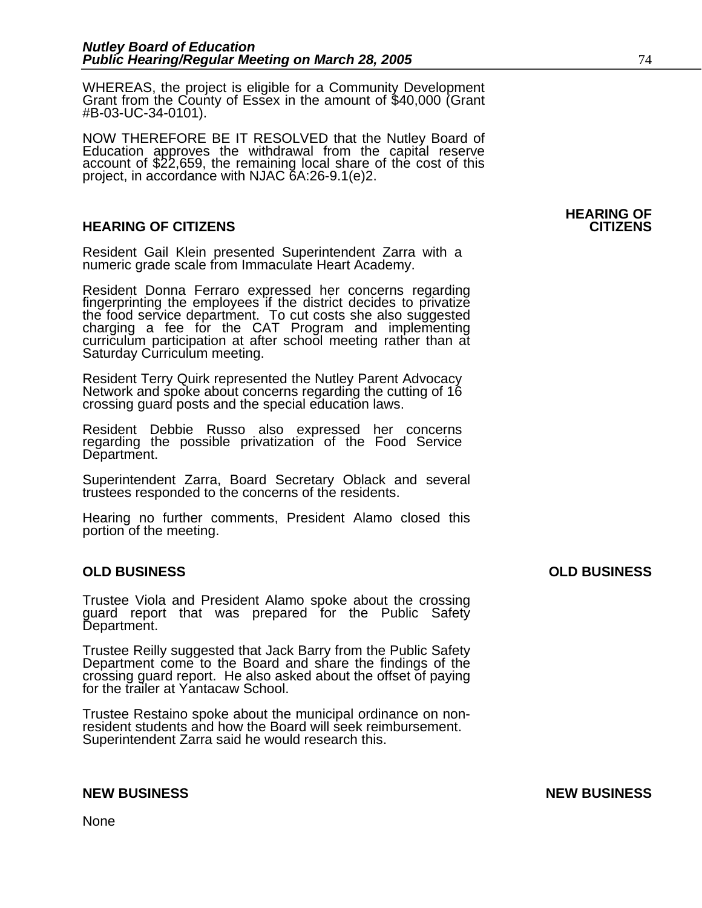WHEREAS, the project is eligible for a Community Development Grant from the County of Essex in the amount of $40,000 (Grant #B-03-UC-34-0101).

NOW THEREFORE BE IT RESOLVED that the Nutley Board of Education approves the withdrawal from the capital reserve account of $22,659, the remaining local share of the cost of this project, in accordance with NJAC 6A:26-9.1(e)2.

## HEARING OF CITIZENS

Resident Gail Klein presented Superintendent Zarra with a numeric grade scale from Immaculate Heart Academy.

Resident Donna Ferraro expressed her concerns regarding fingerprinting the employees if the district decides to privatize the food service department. To cut costs she also suggested charging a fee for the CAT Program and implementing curriculum participation at after school meeting rather than at Saturday Curriculum meeting.

Resident Terry Quirk represented the Nutley Parent Advocacy Network and spoke about concerns regarding the cutting of 16 crossing guard posts and the special education laws.

Resident Debbie Russo also expressed her concerns regarding the possible privatization of the Food Service Department.

Superintendent Zarra, Board Secretary Oblack and several trustees responded to the concerns of the residents.

Hearing no further comments, President Alamo closed this portion of the meeting.

## OLD BUSINESS

Trustee Viola and President Alamo spoke about the crossing guard report that was prepared for the Public Safety Department.

Trustee Reilly suggested that Jack Barry from the Public Safety Department come to the Board and share the findings of the crossing guard report. He also asked about the offset of paying for the trailer at Yantacaw School.

Trustee Restaino spoke about the municipal ordinance on non-resident students and how the Board will seek reimbursement. Superintendent Zarra said he would research this.

## NEW BUSINESS

None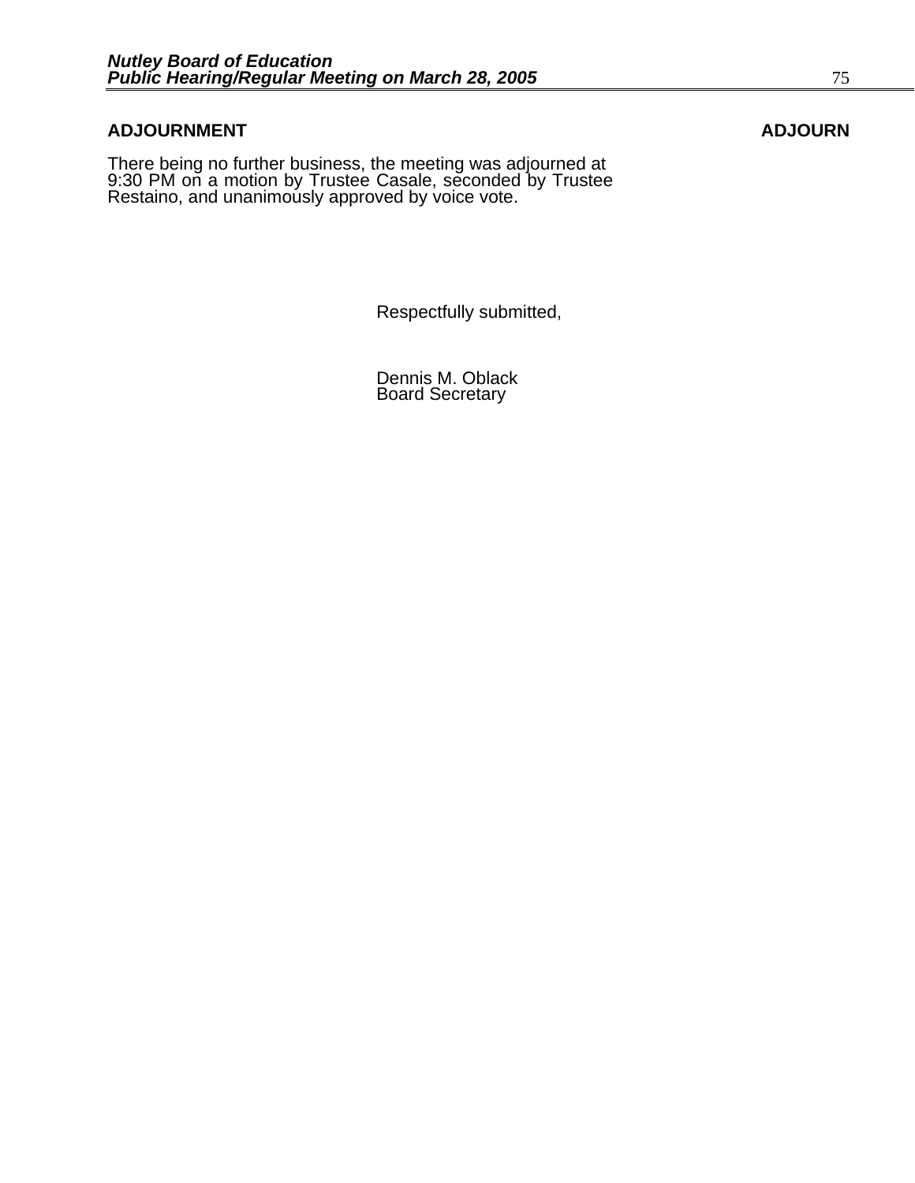## ADJOURNMENT

**ADJOURN**

There being no further business, the meeting was adjourned at 9:30 PM on a motion by Trustee Casale, seconded by Trustee Restaino, and unanimously approved by voice vote.

Respectfully submitted,

Dennis M. Oblack
Board Secretary